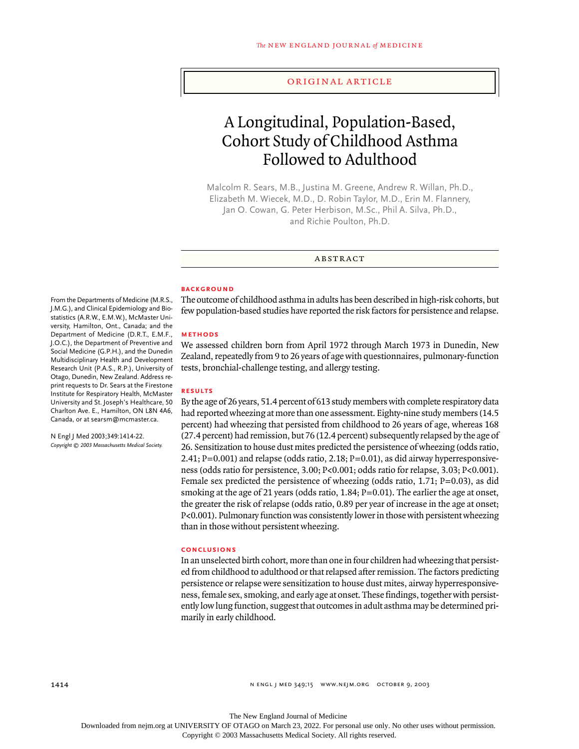ORIGINAL ARTICLE

# A Longitudinal, Population-Based, Cohort Study of Childhood Asthma Followed to Adulthood

Malcolm R. Sears, M.B., Justina M. Greene, Andrew R. Willan, Ph.D., Elizabeth M. Wiecek, M.D., D. Robin Taylor, M.D., Erin M. Flannery, Jan O. Cowan, G. Peter Herbison, M.Sc., Phil A. Silva, Ph.D., and Richie Poulton, Ph.D.

## ABSTRACT

### BACKGROUND

The outcome of childhood asthma in adults has been described in high-risk cohorts, but few population-based studies have reported the risk factors for persistence and relapse.

### METHODS

We assessed children born from April 1972 through March 1973 in Dunedin, New Zealand, repeatedly from 9 to 26 years of age with questionnaires, pulmonary-function tests, bronchial-challenge testing, and allergy testing.

### RESULTS

By the age of 26 years, 51.4 percent of 613 study members with complete respiratory data had reported wheezing at more than one assessment. Eighty-nine study members (14.5 percent) had wheezing that persisted from childhood to 26 years of age, whereas 168 (27.4 percent) had remission, but 76 (12.4 percent) subsequently relapsed by the age of 26. Sensitization to house dust mites predicted the persistence of wheezing (odds ratio, 2.41; P=0.001) and relapse (odds ratio, 2.18; P=0.01), as did airway hyperresponsiveness (odds ratio for persistence, 3.00; P<0.001; odds ratio for relapse, 3.03; P<0.001). Female sex predicted the persistence of wheezing (odds ratio, 1.71; P=0.03), as did smoking at the age of 21 years (odds ratio, 1.84; P=0.01). The earlier the age at onset, the greater the risk of relapse (odds ratio, 0.89 per year of increase in the age at onset; P<0.001). Pulmonary function was consistently lower in those with persistent wheezing than in those without persistent wheezing.

### CONCLUSIONS

In an unselected birth cohort, more than one in four children had wheezing that persisted from childhood to adulthood or that relapsed after remission. The factors predicting persistence or relapse were sensitization to house dust mites, airway hyperresponsiveness, female sex, smoking, and early age at onset. These findings, together with persistently low lung function, suggest that outcomes in adult asthma may be determined primarily in early childhood.

From the Departments of Medicine (M.R.S., J.M.G.), and Clinical Epidemiology and Biostatistics (A.R.W., E.M.W.), McMaster University, Hamilton, Ont., Canada; and the Department of Medicine (D.R.T., E.M.F., J.O.C.), the Department of Preventive and Social Medicine (G.P.H.), and the Dunedin Multidisciplinary Health and Development Research Unit (P.A.S., R.P.), University of Otago, Dunedin, New Zealand. Address reprint requests to Dr. Sears at the Firestone Institute for Respiratory Health, McMaster University and St. Joseph's Healthcare, 50 Charlton Ave. E., Hamilton, ON L8N 4A6, Canada, or at searsm@mcmaster.ca.

N Engl J Med 2003;349:1414-22.
*Copyright © 2003 Massachusetts Medical Society.*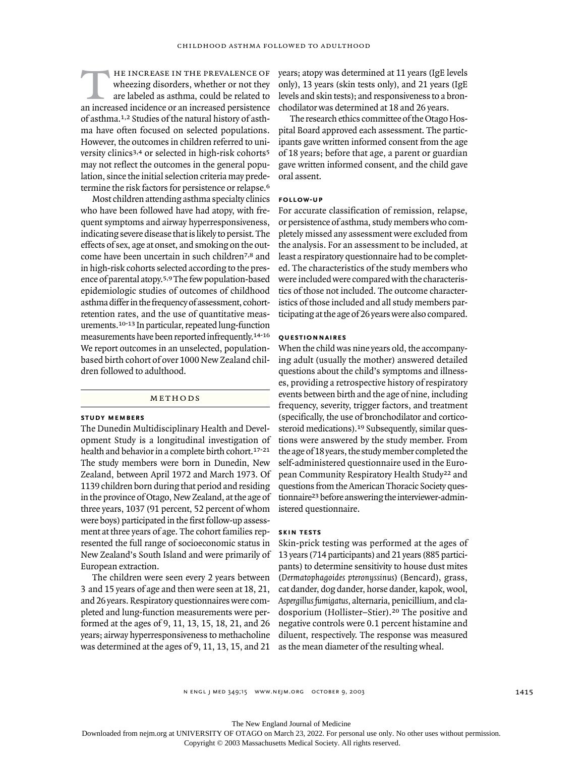The increase in the prevalence of wheezing disorders, whether or not they are labeled as asthma, could be related to an increased incidence or an increased persistence of asthma.[1,2] Studies of the natural history of asthma have often focused on selected populations. However, the outcomes in children referred to university clinics[3,4] or selected in high-risk cohorts[5] may not reflect the outcomes in the general population, since the initial selection criteria may predetermine the risk factors for persistence or relapse.[6]

Most children attending asthma specialty clinics who have been followed have had atopy, with frequent symptoms and airway hyperresponsiveness, indicating severe disease that is likely to persist. The effects of sex, age at onset, and smoking on the outcome have been uncertain in such children[7,8] and in high-risk cohorts selected according to the presence of parental atopy.[5,9] The few population-based epidemiologic studies of outcomes of childhood asthma differ in the frequency of assessment, cohort-retention rates, and the use of quantitative measurements.[10-13] In particular, repeated lung-function measurements have been reported infrequently.[14-16] We report outcomes in an unselected, population-based birth cohort of over 1000 New Zealand children followed to adulthood.

## METHODS

### STUDY MEMBERS

The Dunedin Multidisciplinary Health and Development Study is a longitudinal investigation of health and behavior in a complete birth cohort.[17-21] The study members were born in Dunedin, New Zealand, between April 1972 and March 1973. Of 1139 children born during that period and residing in the province of Otago, New Zealand, at the age of three years, 1037 (91 percent, 52 percent of whom were boys) participated in the first follow-up assessment at three years of age. The cohort families represented the full range of socioeconomic status in New Zealand's South Island and were primarily of European extraction.

The children were seen every 2 years between 3 and 15 years of age and then were seen at 18, 21, and 26 years. Respiratory questionnaires were completed and lung-function measurements were performed at the ages of 9, 11, 13, 15, 18, 21, and 26 years; airway hyperresponsiveness to methacholine was determined at the ages of 9, 11, 13, 15, and 21 years; atopy was determined at 11 years (IgE levels only), 13 years (skin tests only), and 21 years (IgE levels and skin tests); and responsiveness to a bronchodilator was determined at 18 and 26 years.

The research ethics committee of the Otago Hospital Board approved each assessment. The participants gave written informed consent from the age of 18 years; before that age, a parent or guardian gave written informed consent, and the child gave oral assent.

### FOLLOW-UP

For accurate classification of remission, relapse, or persistence of asthma, study members who completely missed any assessment were excluded from the analysis. For an assessment to be included, at least a respiratory questionnaire had to be completed. The characteristics of the study members who were included were compared with the characteristics of those not included. The outcome characteristics of those included and all study members participating at the age of 26 years were also compared.

### QUESTIONNAIRES

When the child was nine years old, the accompanying adult (usually the mother) answered detailed questions about the child's symptoms and illnesses, providing a retrospective history of respiratory events between birth and the age of nine, including frequency, severity, trigger factors, and treatment (specifically, the use of bronchodilator and corticosteroid medications).[19] Subsequently, similar questions were answered by the study member. From the age of 18 years, the study member completed the self-administered questionnaire used in the European Community Respiratory Health Study[22] and questions from the American Thoracic Society questionnaire[23] before answering the interviewer-administered questionnaire.

### SKIN TESTS

Skin-prick testing was performed at the ages of 13 years (714 participants) and 21 years (885 participants) to determine sensitivity to house dust mites (*Dermatophagoides pteronyssinus*) (Bencard), grass, cat dander, dog dander, horse dander, kapok, wool, *Aspergillus fumigatus*, alternaria, penicillium, and cladosporium (Hollister–Stier).[20] The positive and negative controls were 0.1 percent histamine and diluent, respectively. The response was measured as the mean diameter of the resulting wheal.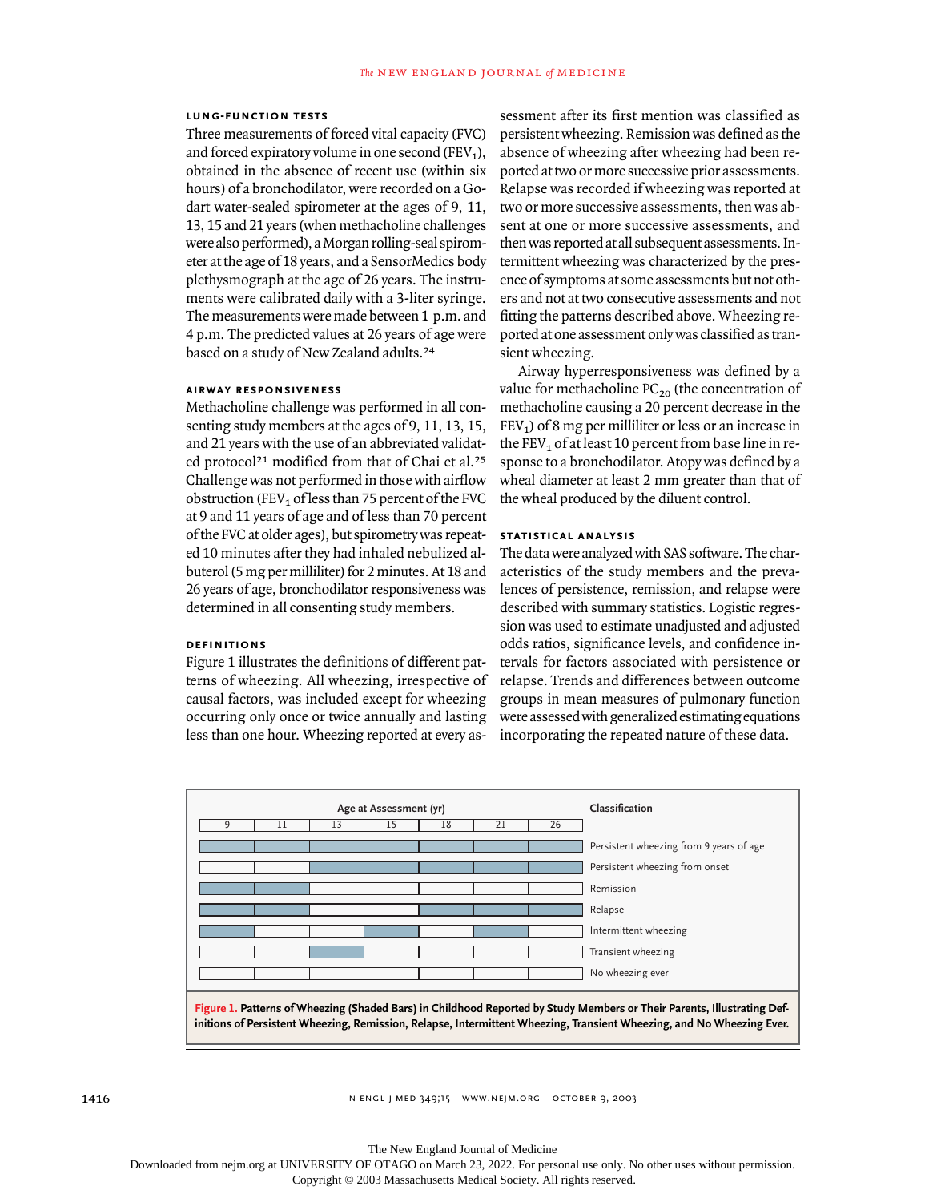### LUNG-FUNCTION TESTS

Three measurements of forced vital capacity (FVC) and forced expiratory volume in one second ($FEV_1$), obtained in the absence of recent use (within six hours) of a bronchodilator, were recorded on a Godart water-sealed spirometer at the ages of 9, 11, 13, 15 and 21 years (when methacholine challenges were also performed), a Morgan rolling-seal spirometer at the age of 18 years, and a SensorMedics body plethysmograph at the age of 26 years. The instruments were calibrated daily with a 3-liter syringe. The measurements were made between 1 p.m. and 4 p.m. The predicted values at 26 years of age were based on a study of New Zealand adults.[24]

### AIRWAY RESPONSIVENESS

Methacholine challenge was performed in all consenting study members at the ages of 9, 11, 13, 15, and 21 years with the use of an abbreviated validated protocol[21] modified from that of Chai et al.[25] Challenge was not performed in those with airflow obstruction ($FEV_1$ of less than 75 percent of the FVC at 9 and 11 years of age and of less than 70 percent of the FVC at older ages), but spirometry was repeated 10 minutes after they had inhaled nebulized albuterol (5 mg per milliliter) for 2 minutes. At 18 and 26 years of age, bronchodilator responsiveness was determined in all consenting study members.

### DEFINITIONS

Figure 1 illustrates the definitions of different patterns of wheezing. All wheezing, irrespective of causal factors, was included except for wheezing occurring only once or twice annually and lasting less than one hour. Wheezing reported at every assessment after its first mention was classified as persistent wheezing. Remission was defined as the absence of wheezing after wheezing had been reported at two or more successive prior assessments. Relapse was recorded if wheezing was reported at two or more successive assessments, then was absent at one or more successive assessments, and then was reported at all subsequent assessments. Intermittent wheezing was characterized by the presence of symptoms at some assessments but not others and not at two consecutive assessments and not fitting the patterns described above. Wheezing reported at one assessment only was classified as transient wheezing.

Airway hyperresponsiveness was defined by a value for methacholine $PC_{20}$ (the concentration of methacholine causing a 20 percent decrease in the $FEV_1$) of 8 mg per milliliter or less or an increase in the $FEV_1$ of at least 10 percent from base line in response to a bronchodilator. Atopy was defined by a wheal diameter at least 2 mm greater than that of the wheal produced by the diluent control.

### STATISTICAL ANALYSIS

The data were analyzed with SAS software. The characteristics of the study members and the prevalences of persistence, remission, and relapse were described with summary statistics. Logistic regression was used to estimate unadjusted and adjusted odds ratios, significance levels, and confidence intervals for factors associated with persistence or relapse. Trends and differences between outcome groups in mean measures of pulmonary function were assessed with generalized estimating equations incorporating the repeated nature of these data.

| Age at Assessment (yr): 9 | 11 | 13 | 15 | 18 | 21 | 26 | Classification |
|---|---|---|---|---|---|---|---|
| ■ | ■ | ■ | ■ | ■ | ■ | ■ | Persistent wheezing from 9 years of age |
| | | ■ | ■ | ■ | ■ | ■ | Persistent wheezing from onset |
| ■ | ■ | ■ | | | | | Remission |
| ■ | ■ | | | ■ | ■ | ■ | Relapse |
| ■ | | | ■ | | ■ | | Intermittent wheezing |
| | | ■ | | | | | Transient wheezing |
| | | | | | | | No wheezing ever |

**Figure 1. Patterns of Wheezing (Shaded Bars) in Childhood Reported by Study Members or Their Parents, Illustrating Definitions of Persistent Wheezing, Remission, Relapse, Intermittent Wheezing, Transient Wheezing, and No Wheezing Ever.**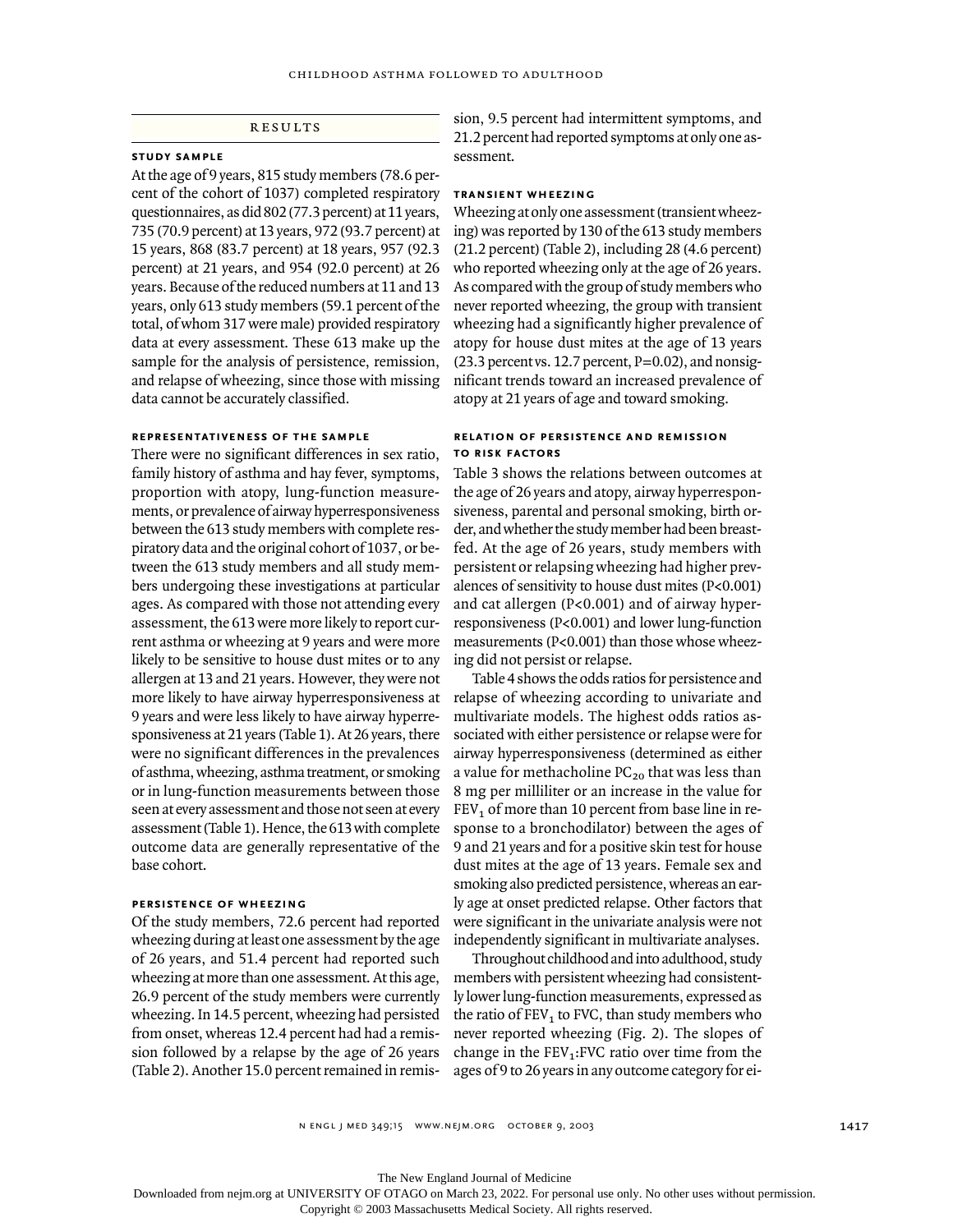## RESULTS

### STUDY SAMPLE

At the age of 9 years, 815 study members (78.6 percent of the cohort of 1037) completed respiratory questionnaires, as did 802 (77.3 percent) at 11 years, 735 (70.9 percent) at 13 years, 972 (93.7 percent) at 15 years, 868 (83.7 percent) at 18 years, 957 (92.3 percent) at 21 years, and 954 (92.0 percent) at 26 years. Because of the reduced numbers at 11 and 13 years, only 613 study members (59.1 percent of the total, of whom 317 were male) provided respiratory data at every assessment. These 613 make up the sample for the analysis of persistence, remission, and relapse of wheezing, since those with missing data cannot be accurately classified.

### REPRESENTATIVENESS OF THE SAMPLE

There were no significant differences in sex ratio, family history of asthma and hay fever, symptoms, proportion with atopy, lung-function measurements, or prevalence of airway hyperresponsiveness between the 613 study members with complete respiratory data and the original cohort of 1037, or between the 613 study members and all study members undergoing these investigations at particular ages. As compared with those not attending every assessment, the 613 were more likely to report current asthma or wheezing at 9 years and were more likely to be sensitive to house dust mites or to any allergen at 13 and 21 years. However, they were not more likely to have airway hyperresponsiveness at 9 years and were less likely to have airway hyperresponsiveness at 21 years (Table 1). At 26 years, there were no significant differences in the prevalences of asthma, wheezing, asthma treatment, or smoking or in lung-function measurements between those seen at every assessment and those not seen at every assessment (Table 1). Hence, the 613 with complete outcome data are generally representative of the base cohort.

### PERSISTENCE OF WHEEZING

Of the study members, 72.6 percent had reported wheezing during at least one assessment by the age of 26 years, and 51.4 percent had reported such wheezing at more than one assessment. At this age, 26.9 percent of the study members were currently wheezing. In 14.5 percent, wheezing had persisted from onset, whereas 12.4 percent had had a remission followed by a relapse by the age of 26 years (Table 2). Another 15.0 percent remained in remission, 9.5 percent had intermittent symptoms, and 21.2 percent had reported symptoms at only one assessment.

### TRANSIENT WHEEZING

Wheezing at only one assessment (transient wheezing) was reported by 130 of the 613 study members (21.2 percent) (Table 2), including 28 (4.6 percent) who reported wheezing only at the age of 26 years. As compared with the group of study members who never reported wheezing, the group with transient wheezing had a significantly higher prevalence of atopy for house dust mites at the age of 13 years (23.3 percent vs. 12.7 percent, $P=0.02$), and nonsignificant trends toward an increased prevalence of atopy at 21 years of age and toward smoking.

### RELATION OF PERSISTENCE AND REMISSION TO RISK FACTORS

Table 3 shows the relations between outcomes at the age of 26 years and atopy, airway hyperresponsiveness, parental and personal smoking, birth order, and whether the study member had been breastfed. At the age of 26 years, study members with persistent or relapsing wheezing had higher prevalences of sensitivity to house dust mites ($P<0.001$) and cat allergen ($P<0.001$) and of airway hyperresponsiveness ($P<0.001$) and lower lung-function measurements ($P<0.001$) than those whose wheezing did not persist or relapse.

Table 4 shows the odds ratios for persistence and relapse of wheezing according to univariate and multivariate models. The highest odds ratios associated with either persistence or relapse were for airway hyperresponsiveness (determined as either a value for methacholine $PC_{20}$ that was less than 8 mg per milliliter or an increase in the value for $FEV_1$ of more than 10 percent from base line in response to a bronchodilator) between the ages of 9 and 21 years and for a positive skin test for house dust mites at the age of 13 years. Female sex and smoking also predicted persistence, whereas an early age at onset predicted relapse. Other factors that were significant in the univariate analysis were not independently significant in multivariate analyses.

Throughout childhood and into adulthood, study members with persistent wheezing had consistently lower lung-function measurements, expressed as the ratio of $FEV_1$ to FVC, than study members who never reported wheezing (Fig. 2). The slopes of change in the $FEV_1$:FVC ratio over time from the ages of 9 to 26 years in any outcome category for ei-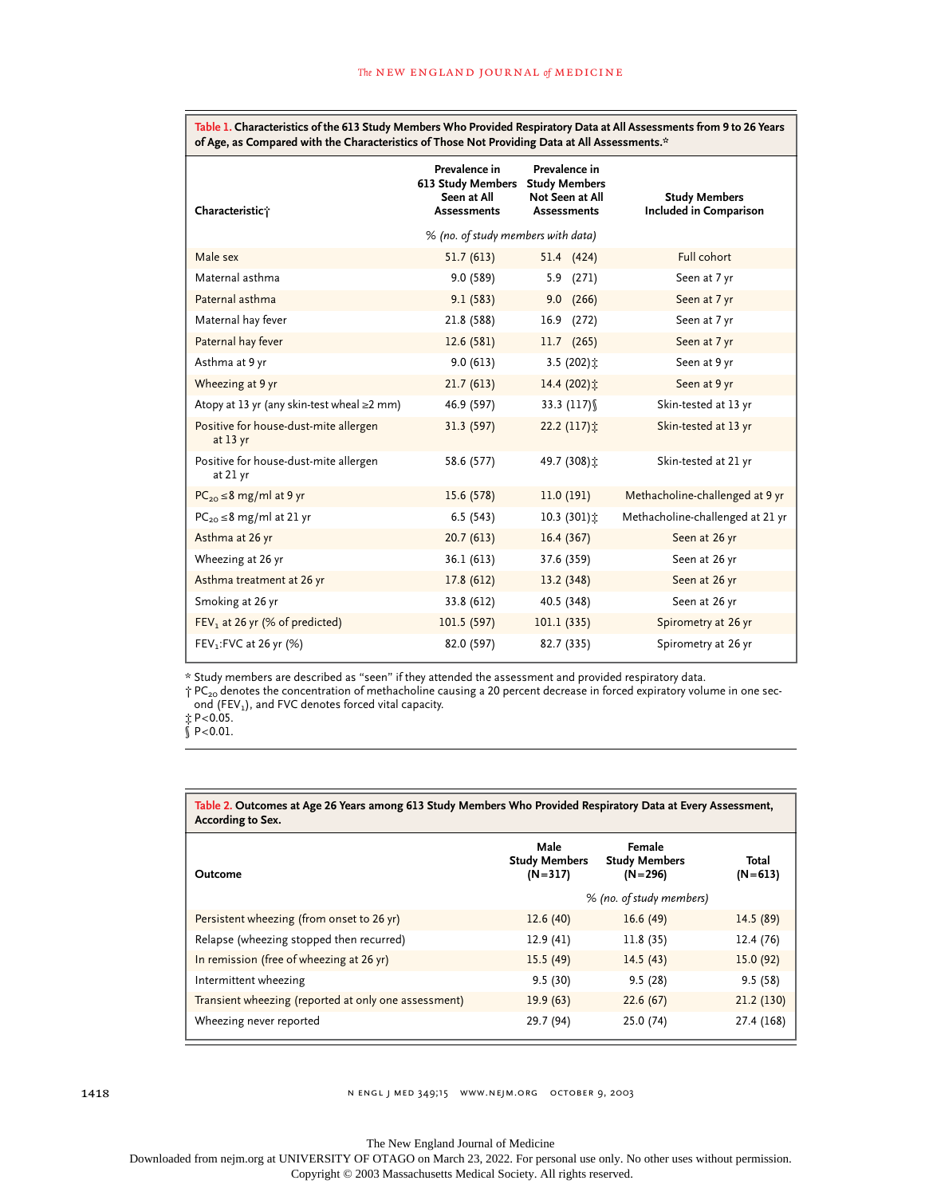**Table 1. Characteristics of the 613 Study Members Who Provided Respiratory Data at All Assessments from 9 to 26 Years of Age, as Compared with the Characteristics of Those Not Providing Data at All Assessments.***

| Characteristic† | Prevalence in 613 Study Members Seen at All Assessments | Prevalence in Study Members Not Seen at All Assessments | Study Members Included in Comparison |
|---|---|---|---|
| | *% (no. of study members with data)* | | |
| Male sex | 51.7 (613) | 51.4 (424) | Full cohort |
| Maternal asthma | 9.0 (589) | 5.9 (271) | Seen at 7 yr |
| Paternal asthma | 9.1 (583) | 9.0 (266) | Seen at 7 yr |
| Maternal hay fever | 21.8 (588) | 16.9 (272) | Seen at 7 yr |
| Paternal hay fever | 12.6 (581) | 11.7 (265) | Seen at 7 yr |
| Asthma at 9 yr | 9.0 (613) | 3.5 (202)‡ | Seen at 9 yr |
| Wheezing at 9 yr | 21.7 (613) | 14.4 (202)‡ | Seen at 9 yr |
| Atopy at 13 yr (any skin-test wheal ≥2 mm) | 46.9 (597) | 33.3 (117)§ | Skin-tested at 13 yr |
| Positive for house-dust-mite allergen at 13 yr | 31.3 (597) | 22.2 (117)‡ | Skin-tested at 13 yr |
| Positive for house-dust-mite allergen at 21 yr | 58.6 (577) | 49.7 (308)‡ | Skin-tested at 21 yr |
| $PC_{20}$ ≤8 mg/ml at 9 yr | 15.6 (578) | 11.0 (191) | Methacholine-challenged at 9 yr |
| $PC_{20}$ ≤8 mg/ml at 21 yr | 6.5 (543) | 10.3 (301)‡ | Methacholine-challenged at 21 yr |
| Asthma at 26 yr | 20.7 (613) | 16.4 (367) | Seen at 26 yr |
| Wheezing at 26 yr | 36.1 (613) | 37.6 (359) | Seen at 26 yr |
| Asthma treatment at 26 yr | 17.8 (612) | 13.2 (348) | Seen at 26 yr |
| Smoking at 26 yr | 33.8 (612) | 40.5 (348) | Seen at 26 yr |
| $FEV_1$ at 26 yr (% of predicted) | 101.5 (597) | 101.1 (335) | Spirometry at 26 yr |
| $FEV_1$:FVC at 26 yr (%) | 82.0 (597) | 82.7 (335) | Spirometry at 26 yr |

\* Study members are described as "seen" if they attended the assessment and provided respiratory data.
† $PC_{20}$ denotes the concentration of methacholine causing a 20 percent decrease in forced expiratory volume in one second ($FEV_1$), and FVC denotes forced vital capacity.
‡ $P<0.05$.
§ $P<0.01$.

**Table 2. Outcomes at Age 26 Years among 613 Study Members Who Provided Respiratory Data at Every Assessment, According to Sex.**

| Outcome | Male Study Members (N=317) | Female Study Members (N=296) | Total (N=613) |
|---|---|---|---|
| | *% (no. of study members)* | | |
| Persistent wheezing (from onset to 26 yr) | 12.6 (40) | 16.6 (49) | 14.5 (89) |
| Relapse (wheezing stopped then recurred) | 12.9 (41) | 11.8 (35) | 12.4 (76) |
| In remission (free of wheezing at 26 yr) | 15.5 (49) | 14.5 (43) | 15.0 (92) |
| Intermittent wheezing | 9.5 (30) | 9.5 (28) | 9.5 (58) |
| Transient wheezing (reported at only one assessment) | 19.9 (63) | 22.6 (67) | 21.2 (130) |
| Wheezing never reported | 29.7 (94) | 25.0 (74) | 27.4 (168) |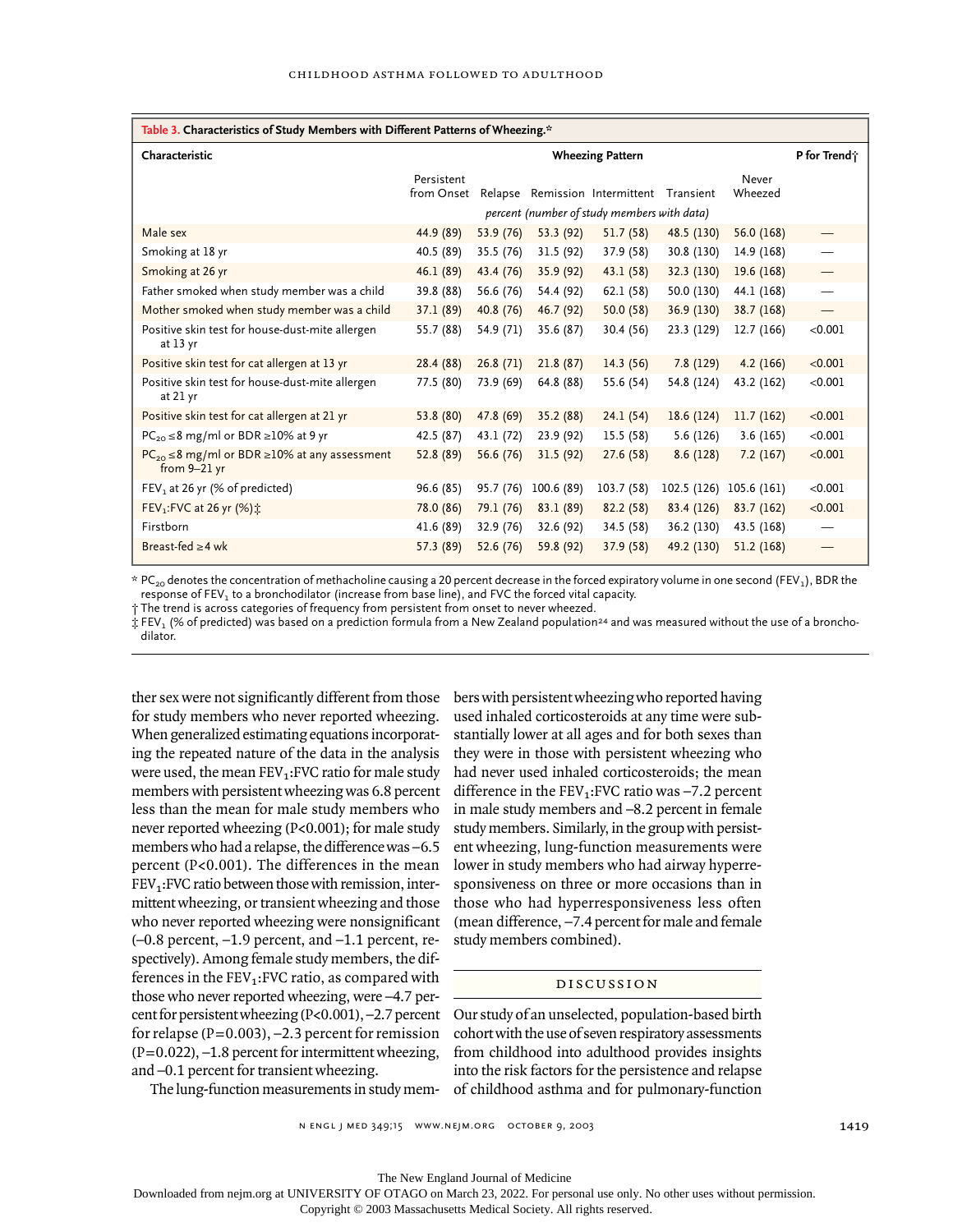**Table 3. Characteristics of Study Members with Different Patterns of Wheezing.***

| Characteristic | Wheezing Pattern | | | | | | P for Trend† |
|---|---|---|---|---|---|---|---|
| | Persistent from Onset | Relapse | Remission | Intermittent | Transient | Never Wheezed | |
| | *percent (number of study members with data)* | | | | | | |
| Male sex | 44.9 (89) | 53.9 (76) | 53.3 (92) | 51.7 (58) | 48.5 (130) | 56.0 (168) | — |
| Smoking at 18 yr | 40.5 (89) | 35.5 (76) | 31.5 (92) | 37.9 (58) | 30.8 (130) | 14.9 (168) | — |
| Smoking at 26 yr | 46.1 (89) | 43.4 (76) | 35.9 (92) | 43.1 (58) | 32.3 (130) | 19.6 (168) | — |
| Father smoked when study member was a child | 39.8 (88) | 56.6 (76) | 54.4 (92) | 62.1 (58) | 50.0 (130) | 44.1 (168) | — |
| Mother smoked when study member was a child | 37.1 (89) | 40.8 (76) | 46.7 (92) | 50.0 (58) | 36.9 (130) | 38.7 (168) | — |
| Positive skin test for house-dust-mite allergen at 13 yr | 55.7 (88) | 54.9 (71) | 35.6 (87) | 30.4 (56) | 23.3 (129) | 12.7 (166) | <0.001 |
| Positive skin test for cat allergen at 13 yr | 28.4 (88) | 26.8 (71) | 21.8 (87) | 14.3 (56) | 7.8 (129) | 4.2 (166) | <0.001 |
| Positive skin test for house-dust-mite allergen at 21 yr | 77.5 (80) | 73.9 (69) | 64.8 (88) | 55.6 (54) | 54.8 (124) | 43.2 (162) | <0.001 |
| Positive skin test for cat allergen at 21 yr | 53.8 (80) | 47.8 (69) | 35.2 (88) | 24.1 (54) | 18.6 (124) | 11.7 (162) | <0.001 |
| $PC_{20}$ ≤8 mg/ml or BDR ≥10% at 9 yr | 42.5 (87) | 43.1 (72) | 23.9 (92) | 15.5 (58) | 5.6 (126) | 3.6 (165) | <0.001 |
| $PC_{20}$ ≤8 mg/ml or BDR ≥10% at any assessment from 9–21 yr | 52.8 (89) | 56.6 (76) | 31.5 (92) | 27.6 (58) | 8.6 (128) | 7.2 (167) | <0.001 |
| $FEV_1$ at 26 yr (% of predicted) | 96.6 (85) | 95.7 (76) | 100.6 (89) | 103.7 (58) | 102.5 (126) | 105.6 (161) | <0.001 |
| $FEV_1$:FVC at 26 yr (%)‡ | 78.0 (86) | 79.1 (76) | 83.1 (89) | 82.2 (58) | 83.4 (126) | 83.7 (162) | <0.001 |
| Firstborn | 41.6 (89) | 32.9 (76) | 32.6 (92) | 34.5 (58) | 36.2 (130) | 43.5 (168) | — |
| Breast-fed ≥4 wk | 57.3 (89) | 52.6 (76) | 59.8 (92) | 37.9 (58) | 49.2 (130) | 51.2 (168) | — |

\* $PC_{20}$ denotes the concentration of methacholine causing a 20 percent decrease in the forced expiratory volume in one second ($FEV_1$), BDR the response of $FEV_1$ to a bronchodilator (increase from base line), and FVC the forced vital capacity.
† The trend is across categories of frequency from persistent from onset to never wheezed.
‡ $FEV_1$ (% of predicted) was based on a prediction formula from a New Zealand population[24] and was measured without the use of a bronchodilator.

ther sex were not significantly different from those for study members who never reported wheezing. When generalized estimating equations incorporating the repeated nature of the data in the analysis were used, the mean $FEV_1$:FVC ratio for male study members with persistent wheezing was 6.8 percent less than the mean for male study members who never reported wheezing ($P<0.001$); for male study members who had a relapse, the difference was –6.5 percent ($P<0.001$). The differences in the mean $FEV_1$:FVC ratio between those with remission, intermittent wheezing, or transient wheezing and those who never reported wheezing were nonsignificant (–0.8 percent, –1.9 percent, and –1.1 percent, respectively). Among female study members, the differences in the $FEV_1$:FVC ratio, as compared with those who never reported wheezing, were –4.7 percent for persistent wheezing ($P<0.001$), –2.7 percent for relapse ($P=0.003$), –2.3 percent for remission ($P=0.022$), –1.8 percent for intermittent wheezing, and –0.1 percent for transient wheezing.

The lung-function measurements in study members with persistent wheezing who reported having used inhaled corticosteroids at any time were substantially lower at all ages and for both sexes than they were in those with persistent wheezing who had never used inhaled corticosteroids; the mean difference in the $FEV_1$:FVC ratio was –7.2 percent in male study members and –8.2 percent in female study members. Similarly, in the group with persistent wheezing, lung-function measurements were lower in study members who had airway hyperresponsiveness on three or more occasions than in those who had hyperresponsiveness less often (mean difference, –7.4 percent for male and female study members combined).

## DISCUSSION

Our study of an unselected, population-based birth cohort with the use of seven respiratory assessments from childhood into adulthood provides insights into the risk factors for the persistence and relapse of childhood asthma and for pulmonary-function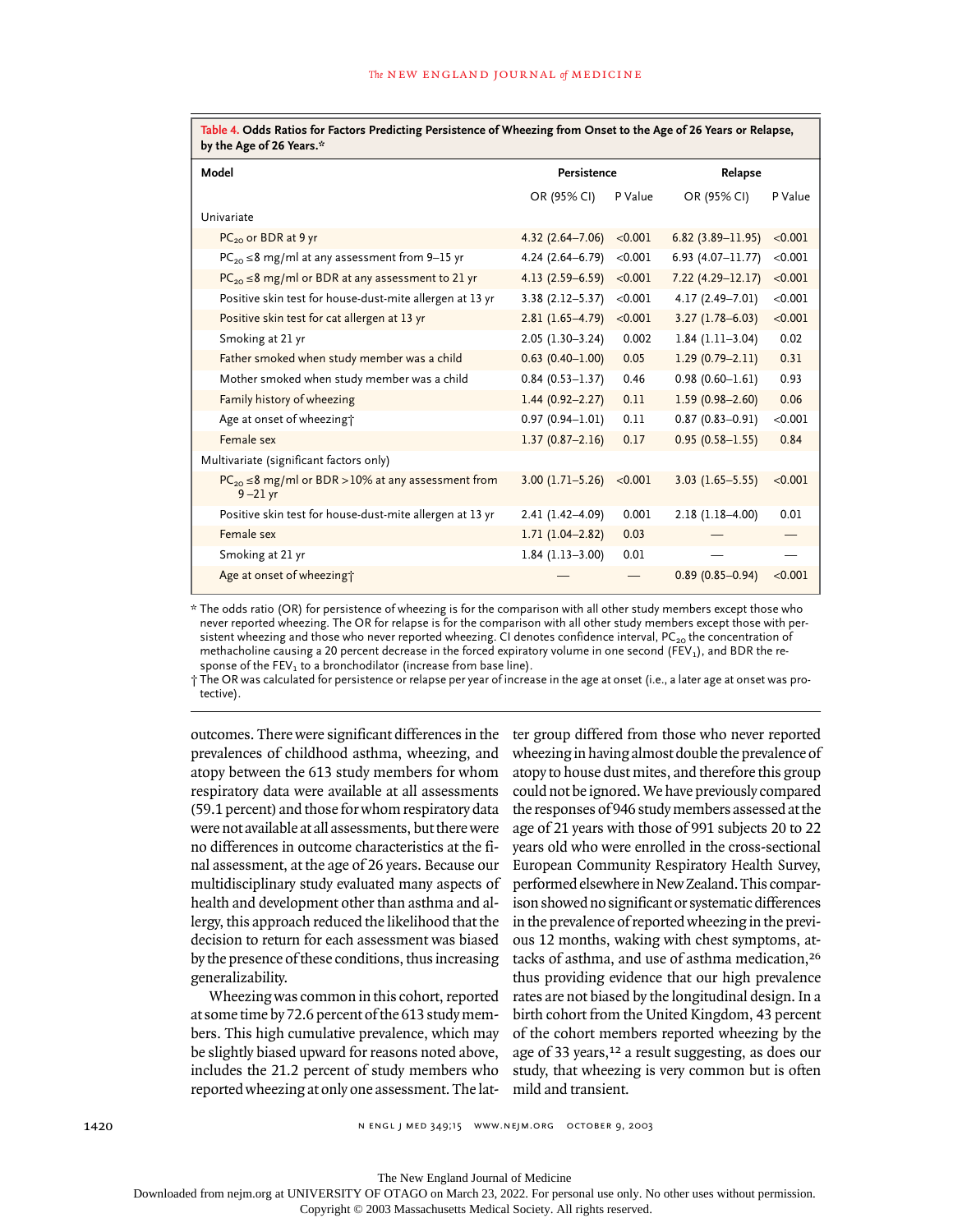**Table 4. Odds Ratios for Factors Predicting Persistence of Wheezing from Onset to the Age of 26 Years or Relapse, by the Age of 26 Years.***

| Model | Persistence | | Relapse | |
|---|---|---|---|---|
| | OR (95% CI) | P Value | OR (95% CI) | P Value |
| Univariate | | | | |
| $PC_{20}$ or BDR at 9 yr | 4.32 (2.64–7.06) | <0.001 | 6.82 (3.89–11.95) | <0.001 |
| $PC_{20}$ ≤8 mg/ml at any assessment from 9–15 yr | 4.24 (2.64–6.79) | <0.001 | 6.93 (4.07–11.77) | <0.001 |
| $PC_{20}$ ≤8 mg/ml or BDR at any assessment to 21 yr | 4.13 (2.59–6.59) | <0.001 | 7.22 (4.29–12.17) | <0.001 |
| Positive skin test for house-dust-mite allergen at 13 yr | 3.38 (2.12–5.37) | <0.001 | 4.17 (2.49–7.01) | <0.001 |
| Positive skin test for cat allergen at 13 yr | 2.81 (1.65–4.79) | <0.001 | 3.27 (1.78–6.03) | <0.001 |
| Smoking at 21 yr | 2.05 (1.30–3.24) | 0.002 | 1.84 (1.11–3.04) | 0.02 |
| Father smoked when study member was a child | 0.63 (0.40–1.00) | 0.05 | 1.29 (0.79–2.11) | 0.31 |
| Mother smoked when study member was a child | 0.84 (0.53–1.37) | 0.46 | 0.98 (0.60–1.61) | 0.93 |
| Family history of wheezing | 1.44 (0.92–2.27) | 0.11 | 1.59 (0.98–2.60) | 0.06 |
| Age at onset of wheezing† | 0.97 (0.94–1.01) | 0.11 | 0.87 (0.83–0.91) | <0.001 |
| Female sex | 1.37 (0.87–2.16) | 0.17 | 0.95 (0.58–1.55) | 0.84 |
| Multivariate (significant factors only) | | | | |
| $PC_{20}$ ≤8 mg/ml or BDR >10% at any assessment from 9–21 yr | 3.00 (1.71–5.26) | <0.001 | 3.03 (1.65–5.55) | <0.001 |
| Positive skin test for house-dust-mite allergen at 13 yr | 2.41 (1.42–4.09) | 0.001 | 2.18 (1.18–4.00) | 0.01 |
| Female sex | 1.71 (1.04–2.82) | 0.03 | — | — |
| Smoking at 21 yr | 1.84 (1.13–3.00) | 0.01 | — | — |
| Age at onset of wheezing† | — | — | 0.89 (0.85–0.94) | <0.001 |

\* The odds ratio (OR) for persistence of wheezing is for the comparison with all other study members except those who never reported wheezing. The OR for relapse is for the comparison with all other study members except those with persistent wheezing and those who never reported wheezing. CI denotes confidence interval, $PC_{20}$ the concentration of methacholine causing a 20 percent decrease in the forced expiratory volume in one second ($FEV_1$), and BDR the response of the $FEV_1$ to a bronchodilator (increase from base line).

† The OR was calculated for persistence or relapse per year of increase in the age at onset (i.e., a later age at onset was protective).

outcomes. There were significant differences in the prevalences of childhood asthma, wheezing, and atopy between the 613 study members for whom respiratory data were available at all assessments (59.1 percent) and those for whom respiratory data were not available at all assessments, but there were no differences in outcome characteristics at the final assessment, at the age of 26 years. Because our multidisciplinary study evaluated many aspects of health and development other than asthma and allergy, this approach reduced the likelihood that the decision to return for each assessment was biased by the presence of these conditions, thus increasing generalizability.

Wheezing was common in this cohort, reported at some time by 72.6 percent of the 613 study members. This high cumulative prevalence, which may be slightly biased upward for reasons noted above, includes the 21.2 percent of study members who reported wheezing at only one assessment. The latter group differed from those who never reported wheezing in having almost double the prevalence of atopy to house dust mites, and therefore this group could not be ignored. We have previously compared the responses of 946 study members assessed at the age of 21 years with those of 991 subjects 20 to 22 years old who were enrolled in the cross-sectional European Community Respiratory Health Survey, performed elsewhere in New Zealand. This comparison showed no significant or systematic differences in the prevalence of reported wheezing in the previous 12 months, waking with chest symptoms, attacks of asthma, and use of asthma medication,[26] thus providing evidence that our high prevalence rates are not biased by the longitudinal design. In a birth cohort from the United Kingdom, 43 percent of the cohort members reported wheezing by the age of 33 years,[12] a result suggesting, as does our study, that wheezing is very common but is often mild and transient.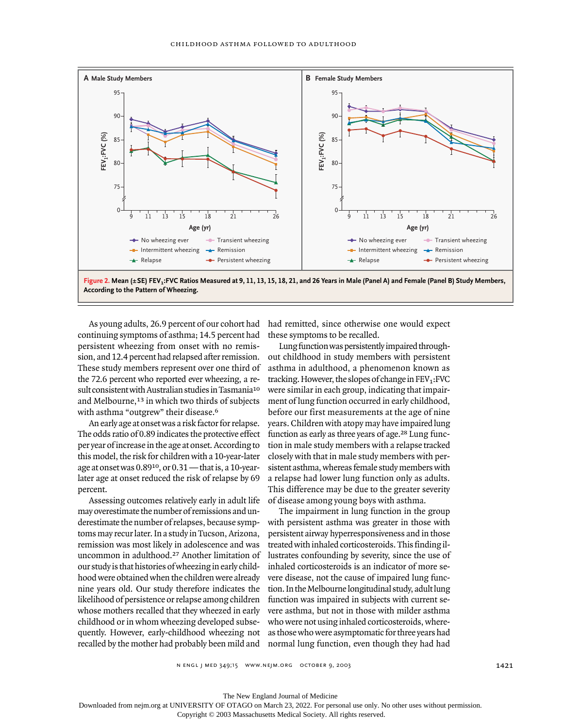Figure 2. Mean (±SE) $FEV_1$:FVC Ratios Measured at 9, 11, 13, 15, 18, 21, and 26 Years in Male (Panel A) and Female (Panel B) Study Members, According to the Pattern of Wheezing.

As young adults, 26.9 percent of our cohort had continuing symptoms of asthma; 14.5 percent had persistent wheezing from onset with no remission, and 12.4 percent had relapsed after remission. These study members represent over one third of the 72.6 percent who reported ever wheezing, a result consistent with Australian studies in Tasmania[10] and Melbourne,[13] in which two thirds of subjects with asthma "outgrew" their disease.[6]

An early age at onset was a risk factor for relapse. The odds ratio of 0.89 indicates the protective effect per year of increase in the age at onset. According to this model, the risk for children with a 10-year-later age at onset was $0.89^{10}$, or 0.31 — that is, a 10-year-later age at onset reduced the risk of relapse by 69 percent.

Assessing outcomes relatively early in adult life may overestimate the number of remissions and underestimate the number of relapses, because symptoms may recur later. In a study in Tucson, Arizona, remission was most likely in adolescence and was uncommon in adulthood.[27] Another limitation of our study is that histories of wheezing in early childhood were obtained when the children were already nine years old. Our study therefore indicates the likelihood of persistence or relapse among children whose mothers recalled that they wheezed in early childhood or in whom wheezing developed subsequently. However, early-childhood wheezing not recalled by the mother had probably been mild and had remitted, since otherwise one would expect these symptoms to be recalled.

Lung function was persistently impaired throughout childhood in study members with persistent asthma in adulthood, a phenomenon known as tracking. However, the slopes of change in $FEV_1$:FVC were similar in each group, indicating that impairment of lung function occurred in early childhood, before our first measurements at the age of nine years. Children with atopy may have impaired lung function as early as three years of age.[28] Lung function in male study members with a relapse tracked closely with that in male study members with persistent asthma, whereas female study members with a relapse had lower lung function only as adults. This difference may be due to the greater severity of disease among young boys with asthma.

The impairment in lung function in the group with persistent asthma was greater in those with persistent airway hyperresponsiveness and in those treated with inhaled corticosteroids. This finding illustrates confounding by severity, since the use of inhaled corticosteroids is an indicator of more severe disease, not the cause of impaired lung function. In the Melbourne longitudinal study, adult lung function was impaired in subjects with current severe asthma, but not in those with milder asthma who were not using inhaled corticosteroids, whereas those who were asymptomatic for three years had normal lung function, even though they had had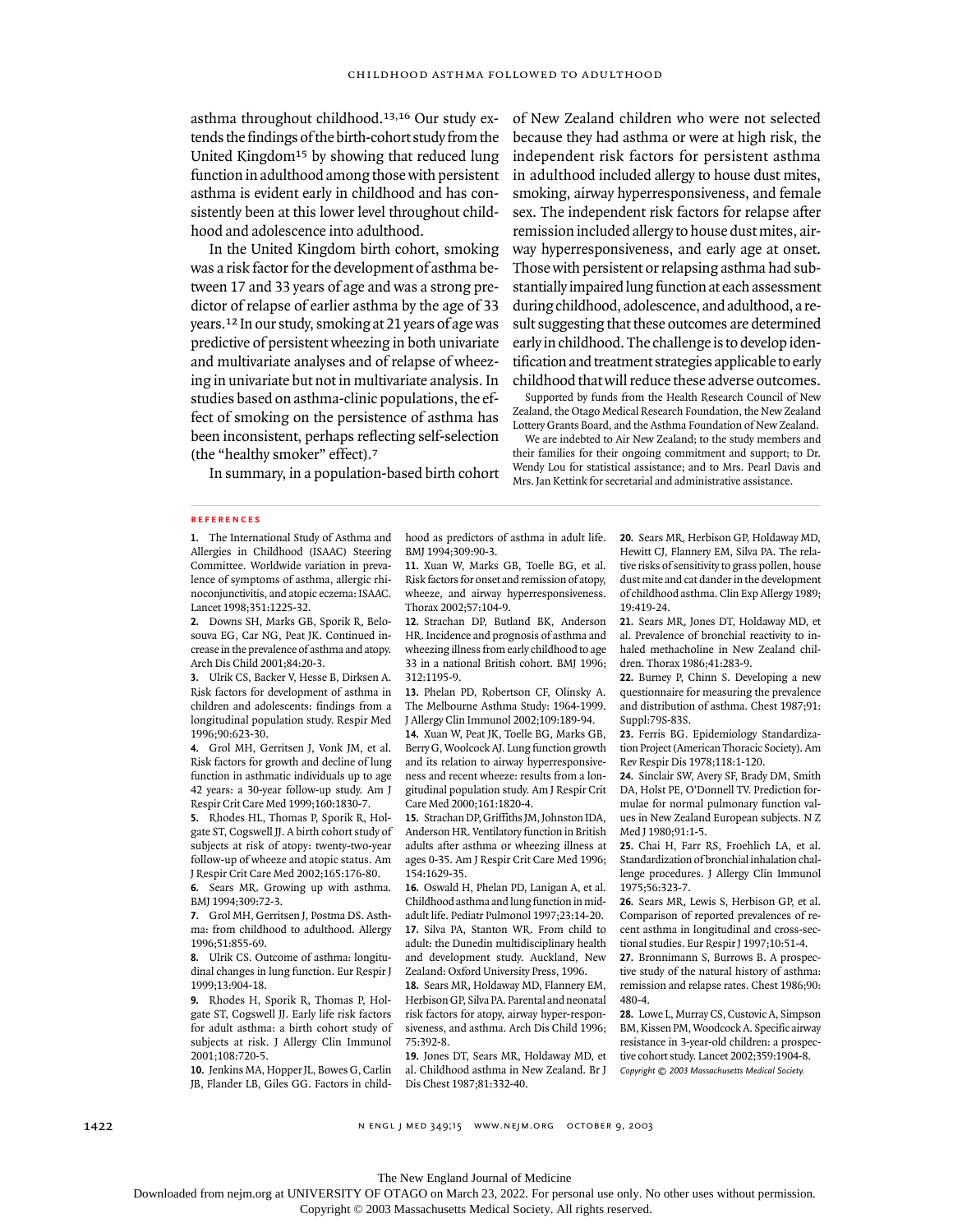asthma throughout childhood.[13,16] Our study extends the findings of the birth-cohort study from the United Kingdom[15] by showing that reduced lung function in adulthood among those with persistent asthma is evident early in childhood and has consistently been at this lower level throughout childhood and adolescence into adulthood.

In the United Kingdom birth cohort, smoking was a risk factor for the development of asthma between 17 and 33 years of age and was a strong predictor of relapse of earlier asthma by the age of 33 years.[12] In our study, smoking at 21 years of age was predictive of persistent wheezing in both univariate and multivariate analyses and of relapse of wheezing in univariate but not in multivariate analysis. In studies based on asthma-clinic populations, the effect of smoking on the persistence of asthma has been inconsistent, perhaps reflecting self-selection (the "healthy smoker" effect).[7]

In summary, in a population-based birth cohort of New Zealand children who were not selected because they had asthma or were at high risk, the independent risk factors for persistent asthma in adulthood included allergy to house dust mites, smoking, airway hyperresponsiveness, and female sex. The independent risk factors for relapse after remission included allergy to house dust mites, airway hyperresponsiveness, and early age at onset. Those with persistent or relapsing asthma had substantially impaired lung function at each assessment during childhood, adolescence, and adulthood, a result suggesting that these outcomes are determined early in childhood. The challenge is to develop identification and treatment strategies applicable to early childhood that will reduce these adverse outcomes.

Supported by funds from the Health Research Council of New Zealand, the Otago Medical Research Foundation, the New Zealand Lottery Grants Board, and the Asthma Foundation of New Zealand.

We are indebted to Air New Zealand; to the study members and their families for their ongoing commitment and support; to Dr. Wendy Lou for statistical assistance; and to Mrs. Pearl Davis and Mrs. Jan Kettink for secretarial and administrative assistance.

## References

1. The International Study of Asthma and Allergies in Childhood (ISAAC) Steering Committee. Worldwide variation in prevalence of symptoms of asthma, allergic rhinoconjunctivitis, and atopic eczema: ISAAC. Lancet 1998;351:1225-32.
2. Downs SH, Marks GB, Sporik R, Belosouva EG, Car NG, Peat JK. Continued increase in the prevalence of asthma and atopy. Arch Dis Child 2001;84:20-3.
3. Ulrik CS, Backer V, Hesse B, Dirksen A. Risk factors for development of asthma in children and adolescents: findings from a longitudinal population study. Respir Med 1996;90:623-30.
4. Grol MH, Gerritsen J, Vonk JM, et al. Risk factors for growth and decline of lung function in asthmatic individuals up to age 42 years: a 30-year follow-up study. Am J Respir Crit Care Med 1999;160:1830-7.
5. Rhodes HL, Thomas P, Sporik R, Holgate ST, Cogswell JJ. A birth cohort study of subjects at risk of atopy: twenty-two-year follow-up of wheeze and atopic status. Am J Respir Crit Care Med 2002;165:176-80.
6. Sears MR. Growing up with asthma. BMJ 1994;309:72-3.
7. Grol MH, Gerritsen J, Postma DS. Asthma: from childhood to adulthood. Allergy 1996;51:855-69.
8. Ulrik CS. Outcome of asthma: longitudinal changes in lung function. Eur Respir J 1999;13:904-18.
9. Rhodes H, Sporik R, Thomas P, Holgate ST, Cogswell JJ. Early life risk factors for adult asthma: a birth cohort study of subjects at risk. J Allergy Clin Immunol 2001;108:720-5.
10. Jenkins MA, Hopper JL, Bowes G, Carlin JB, Flander LB, Giles GG. Factors in childhood as predictors of asthma in adult life. BMJ 1994;309:90-3.
11. Xuan W, Marks GB, Toelle BG, et al. Risk factors for onset and remission of atopy, wheeze, and airway hyperresponsiveness. Thorax 2002;57:104-9.
12. Strachan DP, Butland BK, Anderson HR. Incidence and prognosis of asthma and wheezing illness from early childhood to age 33 in a national British cohort. BMJ 1996;312:1195-9.
13. Phelan PD, Robertson CF, Olinsky A. The Melbourne Asthma Study: 1964-1999. J Allergy Clin Immunol 2002;109:189-94.
14. Xuan W, Peat JK, Toelle BG, Marks GB, Berry G, Woolcock AJ. Lung function growth and its relation to airway hyperresponsiveness and recent wheeze: results from a longitudinal population study. Am J Respir Crit Care Med 2000;161:1820-4.
15. Strachan DP, Griffiths JM, Johnston IDA, Anderson HR. Ventilatory function in British adults after asthma or wheezing illness at ages 0-35. Am J Respir Crit Care Med 1996;154:1629-35.
16. Oswald H, Phelan PD, Lanigan A, et al. Childhood asthma and lung function in mid-adult life. Pediatr Pulmonol 1997;23:14-20.
17. Silva PA, Stanton WR. From child to adult: the Dunedin multidisciplinary health and development study. Auckland, New Zealand: Oxford University Press, 1996.
18. Sears MR, Holdaway MD, Flannery EM, Herbison GP, Silva PA. Parental and neonatal risk factors for atopy, airway hyper-responsiveness, and asthma. Arch Dis Child 1996;75:392-8.
19. Jones DT, Sears MR, Holdaway MD, et al. Childhood asthma in New Zealand. Br J Dis Chest 1987;81:332-40.
20. Sears MR, Herbison GP, Holdaway MD, Hewitt CJ, Flannery EM, Silva PA. The relative risks of sensitivity to grass pollen, house dust mite and cat dander in the development of childhood asthma. Clin Exp Allergy 1989;19:419-24.
21. Sears MR, Jones DT, Holdaway MD, et al. Prevalence of bronchial reactivity to inhaled methacholine in New Zealand children. Thorax 1986;41:283-9.
22. Burney P, Chinn S. Developing a new questionnaire for measuring the prevalence and distribution of asthma. Chest 1987;91:Suppl:79S-83S.
23. Ferris BG. Epidemiology Standardization Project (American Thoracic Society). Am Rev Respir Dis 1978;118:1-120.
24. Sinclair SW, Avery SF, Brady DM, Smith DA, Holst PE, O'Donnell TV. Prediction formulae for normal pulmonary function values in New Zealand European subjects. N Z Med J 1980;91:1-5.
25. Chai H, Farr RS, Froehlich LA, et al. Standardization of bronchial inhalation challenge procedures. J Allergy Clin Immunol 1975;56:323-7.
26. Sears MR, Lewis S, Herbison GP, et al. Comparison of reported prevalences of recent asthma in longitudinal and cross-sectional studies. Eur Respir J 1997;10:51-4.
27. Bronnimann S, Burrows B. A prospective study of the natural history of asthma: remission and relapse rates. Chest 1986;90:480-4.
28. Lowe L, Murray CS, Custovic A, Simpson BM, Kissen PM, Woodcock A. Specific airway resistance in 3-year-old children: a prospective cohort study. Lancet 2002;359:1904-8.

*Copyright © 2003 Massachusetts Medical Society.*